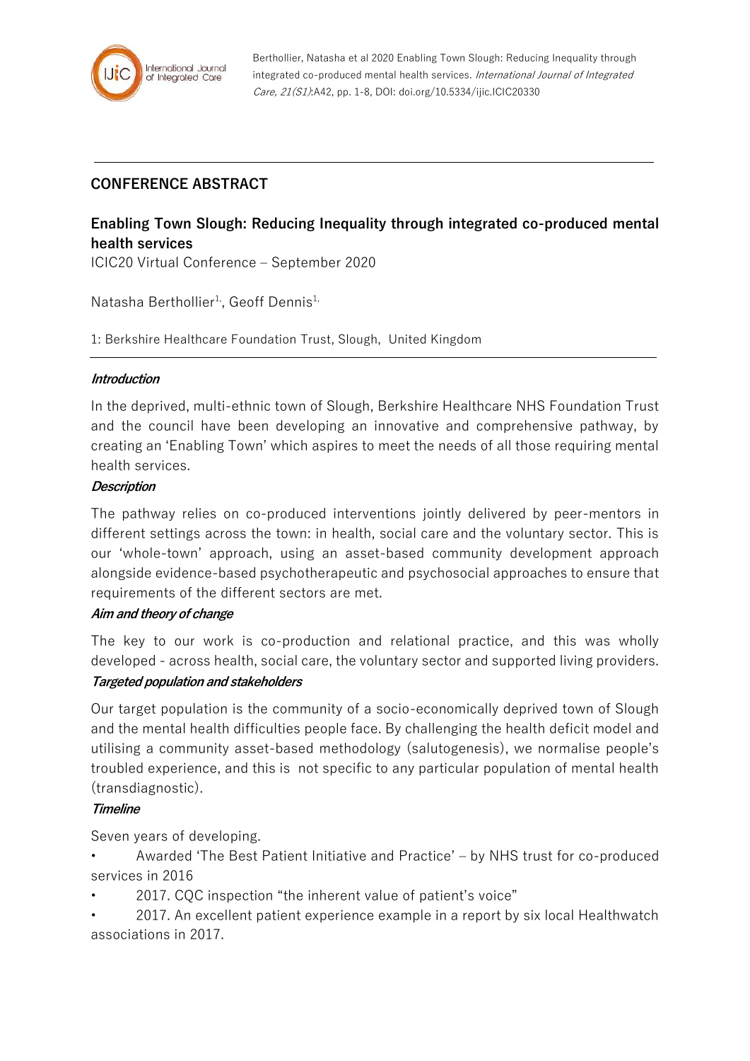## CONFERENCE ABSTRACT

# Enabling Town Slough: Reducing Inequality through integrated co-produced mental health services

ICIC20 Virtual Conference – September 2020

Natasha Berthollier[1], Geoff Dennis[1]

1: Berkshire Healthcare Foundation Trust, Slough, United Kingdom

***Introduction***

In the deprived, multi-ethnic town of Slough, Berkshire Healthcare NHS Foundation Trust and the council have been developing an innovative and comprehensive pathway, by creating an 'Enabling Town' which aspires to meet the needs of all those requiring mental health services.

***Description***

The pathway relies on co-produced interventions jointly delivered by peer-mentors in different settings across the town: in health, social care and the voluntary sector. This is our 'whole-town' approach, using an asset-based community development approach alongside evidence-based psychotherapeutic and psychosocial approaches to ensure that requirements of the different sectors are met.

***Aim and theory of change***

The key to our work is co-production and relational practice, and this was wholly developed - across health, social care, the voluntary sector and supported living providers.

***Targeted population and stakeholders***

Our target population is the community of a socio-economically deprived town of Slough and the mental health difficulties people face. By challenging the health deficit model and utilising a community asset-based methodology (salutogenesis), we normalise people's troubled experience, and this is not specific to any particular population of mental health (transdiagnostic).

***Timeline***

Seven years of developing.

- Awarded 'The Best Patient Initiative and Practice' – by NHS trust for co-produced services in 2016
- 2017. CQC inspection "the inherent value of patient's voice"
- 2017. An excellent patient experience example in a report by six local Healthwatch associations in 2017.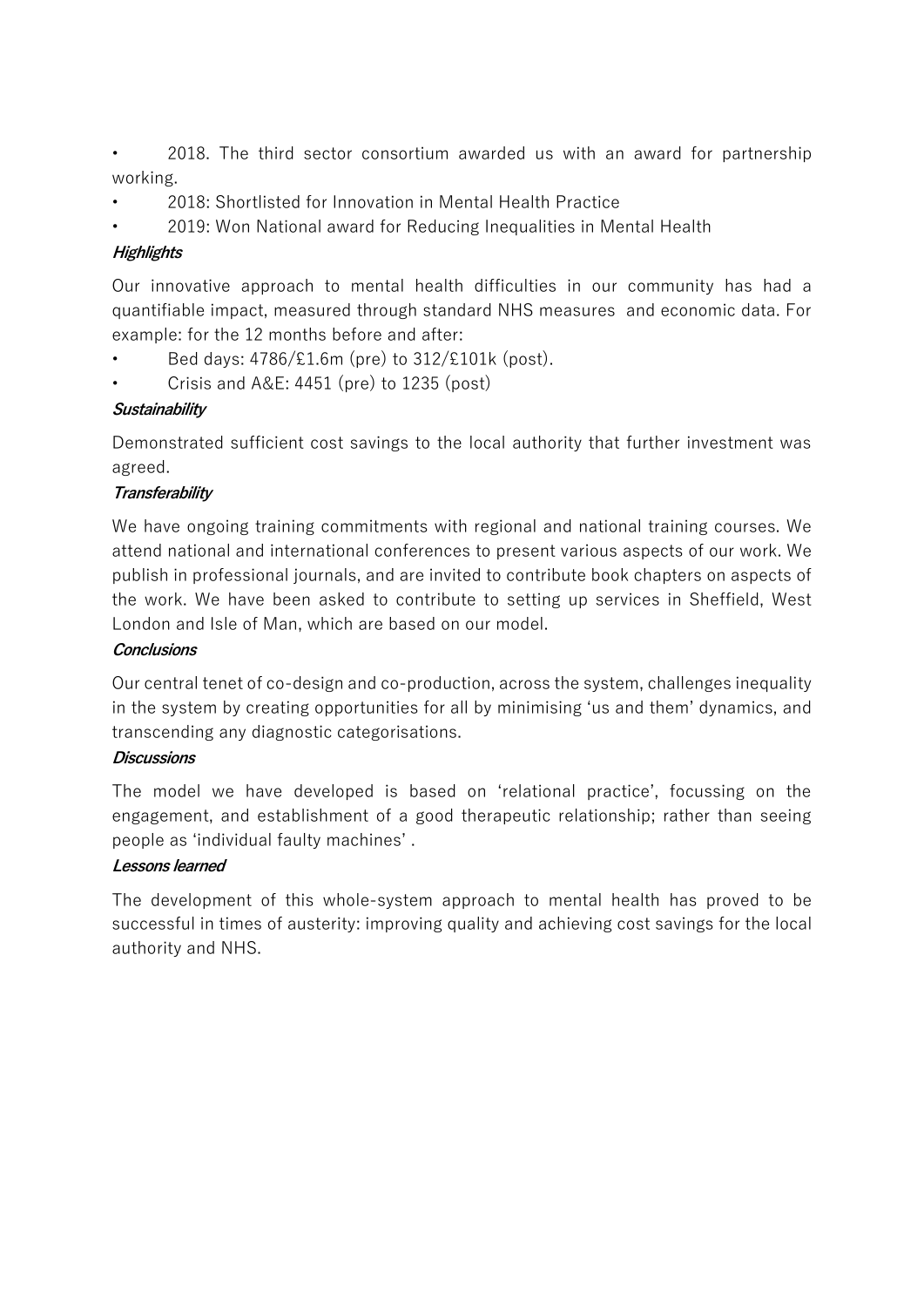- 2018. The third sector consortium awarded us with an award for partnership working.
- 2018: Shortlisted for Innovation in Mental Health Practice
- 2019: Won National award for Reducing Inequalities in Mental Health

***Highlights***

Our innovative approach to mental health difficulties in our community has had a quantifiable impact, measured through standard NHS measures and economic data. For example: for the 12 months before and after:

- Bed days: 4786/£1.6m (pre) to 312/£101k (post).
- Crisis and A&E: 4451 (pre) to 1235 (post)

***Sustainability***

Demonstrated sufficient cost savings to the local authority that further investment was agreed.

***Transferability***

We have ongoing training commitments with regional and national training courses. We attend national and international conferences to present various aspects of our work. We publish in professional journals, and are invited to contribute book chapters on aspects of the work. We have been asked to contribute to setting up services in Sheffield, West London and Isle of Man, which are based on our model.

***Conclusions***

Our central tenet of co-design and co-production, across the system, challenges inequality in the system by creating opportunities for all by minimising 'us and them' dynamics, and transcending any diagnostic categorisations.

***Discussions***

The model we have developed is based on 'relational practice', focussing on the engagement, and establishment of a good therapeutic relationship; rather than seeing people as 'individual faulty machines' .

***Lessons learned***

The development of this whole-system approach to mental health has proved to be successful in times of austerity: improving quality and achieving cost savings for the local authority and NHS.